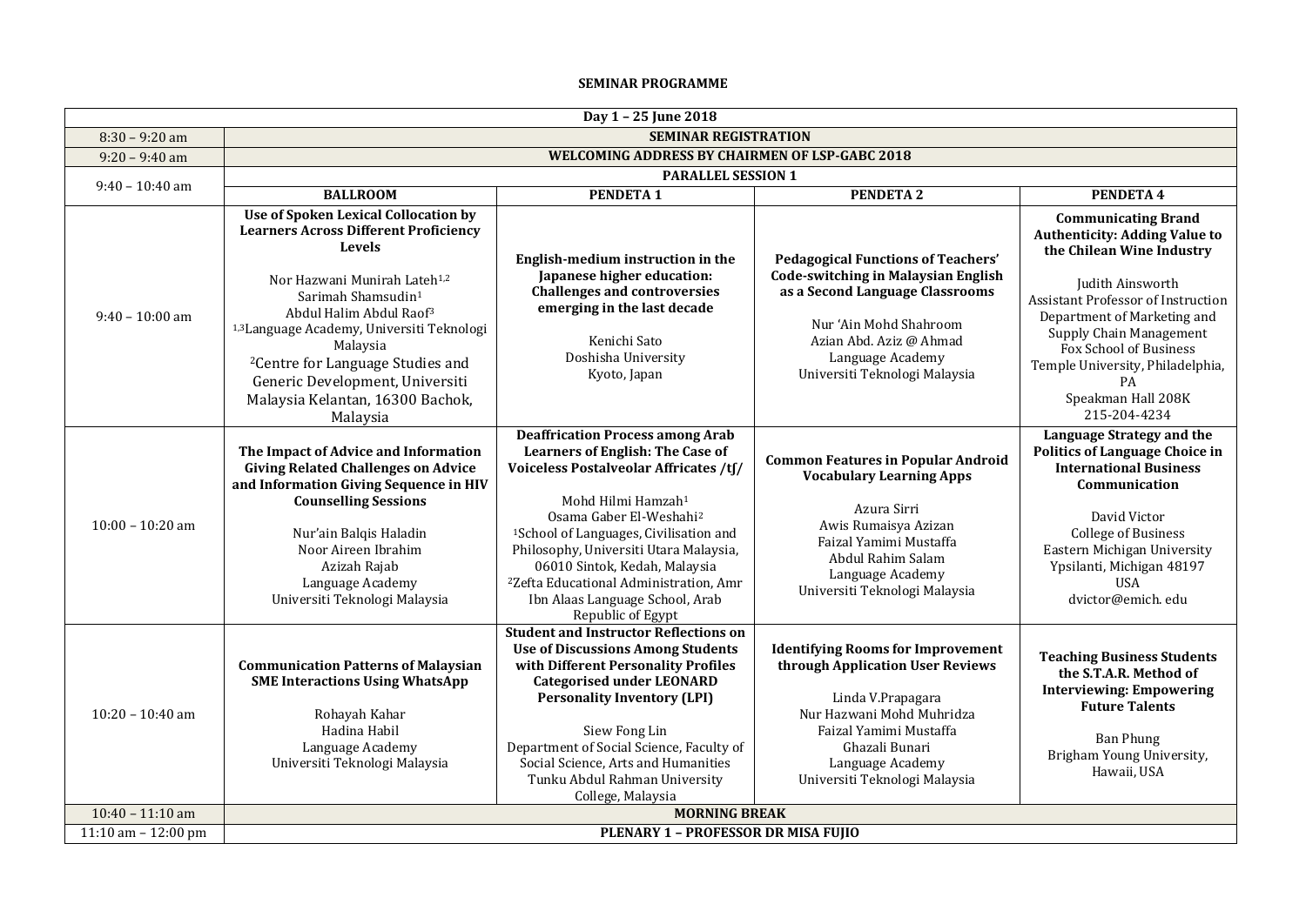**SEMINAR PROGRAMME**

| Day 1 – 25 June 2018 | | | | |
|---|---|---|---|---|
| 8:30 – 9:20 am | **SEMINAR REGISTRATION** | | | |
| 9:20 – 9:40 am | **WELCOMING ADDRESS BY CHAIRMEN OF LSP-GABC 2018** | | | |
| 9:40 – 10:40 am | **PARALLEL SESSION 1** | | | |
| | **BALLROOM** | **PENDETA 1** | **PENDETA 2** | **PENDETA 4** |
| 9:40 – 10:00 am | **Use of Spoken Lexical Collocation by Learners Across Different Proficiency Levels**<br><br>Nor Hazwani Munirah Lateh[1,2]<br>Sarimah Shamsudin[1]<br>Abdul Halim Abdul Raof[3]<br>[1,3]Language Academy, Universiti Teknologi Malaysia<br>[2]Centre for Language Studies and Generic Development, Universiti Malaysia Kelantan, 16300 Bachok, Malaysia | **English-medium instruction in the Japanese higher education: Challenges and controversies emerging in the last decade**<br><br>Kenichi Sato<br>Doshisha University<br>Kyoto, Japan | **Pedagogical Functions of Teachers' Code-switching in Malaysian English as a Second Language Classrooms**<br><br>Nur 'Ain Mohd Shahroom<br>Azian Abd. Aziz @ Ahmad<br>Language Academy<br>Universiti Teknologi Malaysia | **Communicating Brand Authenticity: Adding Value to the Chilean Wine Industry**<br><br>Judith Ainsworth<br>Assistant Professor of Instruction<br>Department of Marketing and Supply Chain Management<br>Fox School of Business<br>Temple University, Philadelphia, PA<br>Speakman Hall 208K<br>215-204-4234 |
| 10:00 – 10:20 am | **The Impact of Advice and Information Giving Related Challenges on Advice and Information Giving Sequence in HIV Counselling Sessions**<br><br>Nur'ain Balqis Haladin<br>Noor Aireen Ibrahim<br>Azizah Rajab<br>Language Academy<br>Universiti Teknologi Malaysia | **Deaffrication Process among Arab Learners of English: The Case of Voiceless Postalveolar Affricates /tʃ/**<br><br>Mohd Hilmi Hamzah[1]<br>Osama Gaber El-Weshahi[2]<br>[1]School of Languages, Civilisation and Philosophy, Universiti Utara Malaysia, 06010 Sintok, Kedah, Malaysia<br>[2]Zefta Educational Administration, Amr Ibn Alaas Language School, Arab Republic of Egypt | **Common Features in Popular Android Vocabulary Learning Apps**<br><br>Azura Sirri<br>Awis Rumaisya Azizan<br>Faizal Yamimi Mustaffa<br>Abdul Rahim Salam<br>Language Academy<br>Universiti Teknologi Malaysia | **Language Strategy and the Politics of Language Choice in International Business Communication**<br><br>David Victor<br>College of Business<br>Eastern Michigan University<br>Ypsilanti, Michigan 48197<br>USA<br>dvictor@emich. edu |
| 10:20 – 10:40 am | **Communication Patterns of Malaysian SME Interactions Using WhatsApp**<br><br>Rohayah Kahar<br>Hadina Habil<br>Language Academy<br>Universiti Teknologi Malaysia | **Student and Instructor Reflections on Use of Discussions Among Students with Different Personality Profiles Categorised under LEONARD Personality Inventory (LPI)**<br><br>Siew Fong Lin<br>Department of Social Science, Faculty of Social Science, Arts and Humanities<br>Tunku Abdul Rahman University College, Malaysia | **Identifying Rooms for Improvement through Application User Reviews**<br><br>Linda V.Prapagara<br>Nur Hazwani Mohd Muhridza<br>Faizal Yamimi Mustaffa<br>Ghazali Bunari<br>Language Academy<br>Universiti Teknologi Malaysia | **Teaching Business Students the S.T.A.R. Method of Interviewing: Empowering Future Talents**<br><br>Ban Phung<br>Brigham Young University, Hawaii, USA |
| 10:40 – 11:10 am | **MORNING BREAK** | | | |
| 11:10 am – 12:00 pm | **PLENARY 1 – PROFESSOR DR MISA FUJIO** | | | |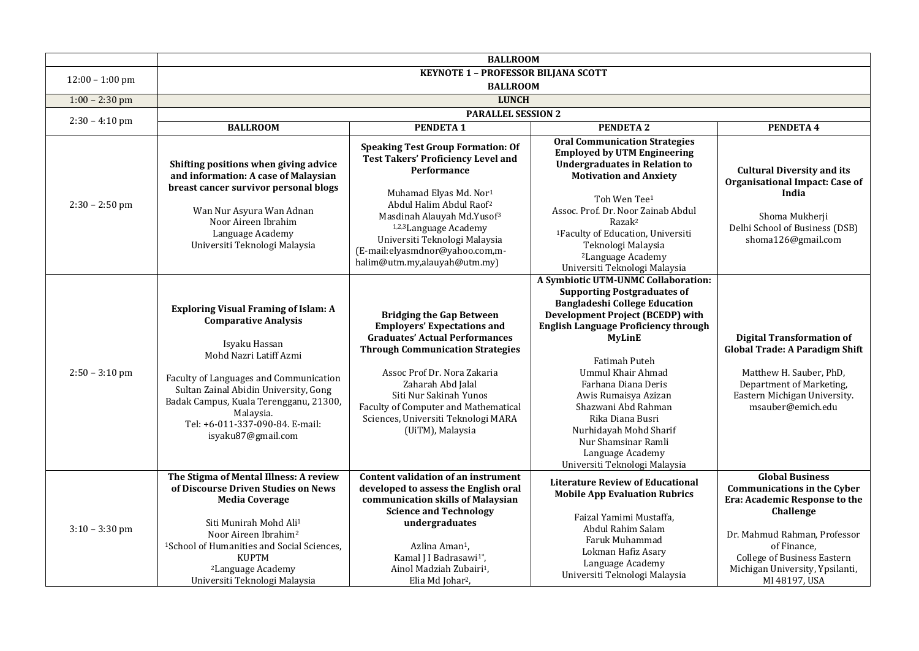| | BALLROOM | | | |
|---|---|---|---|---|
| 12:00 – 1:00 pm | KEYNOTE 1 – PROFESSOR BILJANA SCOTT<br>BALLROOM | | | |
| 1:00 – 2:30 pm | LUNCH | | | |
| 2:30 – 4:10 pm | PARALLEL SESSION 2 | | | |
| | **BALLROOM** | **PENDETA 1** | **PENDETA 2** | **PENDETA 4** |
| 2:30 – 2:50 pm | **Shifting positions when giving advice and information: A case of Malaysian breast cancer survivor personal blogs**<br><br>Wan Nur Asyura Wan Adnan<br>Noor Aireen Ibrahim<br>Language Academy<br>Universiti Teknologi Malaysia | **Speaking Test Group Formation: Of Test Takers' Proficiency Level and Performance**<br><br>Muhamad Elyas Md. Nor[1]<br>Abdul Halim Abdul Raof[2]<br>Masdinah Alauyah Md.Yusof[3]<br>[1,2,3]Language Academy<br>Universiti Teknologi Malaysia<br>(E-mail:elyasmdnor@yahoo.com,m-halim@utm.my,alauyah@utm.my) | **Oral Communication Strategies Employed by UTM Engineering Undergraduates in Relation to Motivation and Anxiety**<br><br>Toh Wen Tee[1]<br>Assoc. Prof. Dr. Noor Zainab Abdul Razak[2]<br>[1]Faculty of Education, Universiti Teknologi Malaysia<br>[2]Language Academy<br>Universiti Teknologi Malaysia | **Cultural Diversity and its Organisational Impact: Case of India**<br><br>Shoma Mukherji<br>Delhi School of Business (DSB)<br>shoma126@gmail.com |
| 2:50 – 3:10 pm | **Exploring Visual Framing of Islam: A Comparative Analysis**<br><br>Isyaku Hassan<br>Mohd Nazri Latiff Azmi<br><br>Faculty of Languages and Communication Sultan Zainal Abidin University, Gong Badak Campus, Kuala Terengganu, 21300, Malaysia.<br>Tel: +6-011-337-090-84. E-mail: isyaku87@gmail.com | **Bridging the Gap Between Employers' Expectations and Graduates' Actual Performances Through Communication Strategies**<br><br>Assoc Prof Dr. Nora Zakaria<br>Zaharah Abd Jalal<br>Siti Nur Sakinah Yunos<br>Faculty of Computer and Mathematical Sciences, Universiti Teknologi MARA (UiTM), Malaysia | **A Symbiotic UTM-UNMC Collaboration: Supporting Postgraduates of Bangladeshi College Education Development Project (BCEDP) with English Language Proficiency through MyLinE**<br><br>Fatimah Puteh<br>Ummul Khair Ahmad<br>Farhana Diana Deris<br>Awis Rumaisya Azizan<br>Shazwani Abd Rahman<br>Rika Diana Busri<br>Nurhidayah Mohd Sharif<br>Nur Shamsinar Ramli<br>Language Academy<br>Universiti Teknologi Malaysia | **Digital Transformation of Global Trade: A Paradigm Shift**<br><br>Matthew H. Sauber, PhD,<br>Department of Marketing,<br>Eastern Michigan University.<br>msauber@emich.edu |
| 3:10 – 3:30 pm | **The Stigma of Mental Illness: A review of Discourse Driven Studies on News Media Coverage**<br><br>Siti Munirah Mohd Ali[1]<br>Noor Aireen Ibrahim[2]<br>[1]School of Humanities and Social Sciences, KUPTM<br>[2]Language Academy<br>Universiti Teknologi Malaysia | **Content validation of an instrument developed to assess the English oral communication skills of Malaysian Science and Technology undergraduates**<br><br>Azlina Aman[1],<br>Kamal J I Badrasawi[1*],<br>Ainol Madziah Zubairi[1],<br>Elia Md Johar[2], | **Literature Review of Educational Mobile App Evaluation Rubrics**<br><br>Faizal Yamimi Mustaffa,<br>Abdul Rahim Salam<br>Faruk Muhammad<br>Lokman Hafiz Asary<br>Language Academy<br>Universiti Teknologi Malaysia | **Global Business Communications in the Cyber Era: Academic Response to the Challenge**<br><br>Dr. Mahmud Rahman, Professor of Finance,<br>College of Business Eastern Michigan University, Ypsilanti, MI 48197, USA |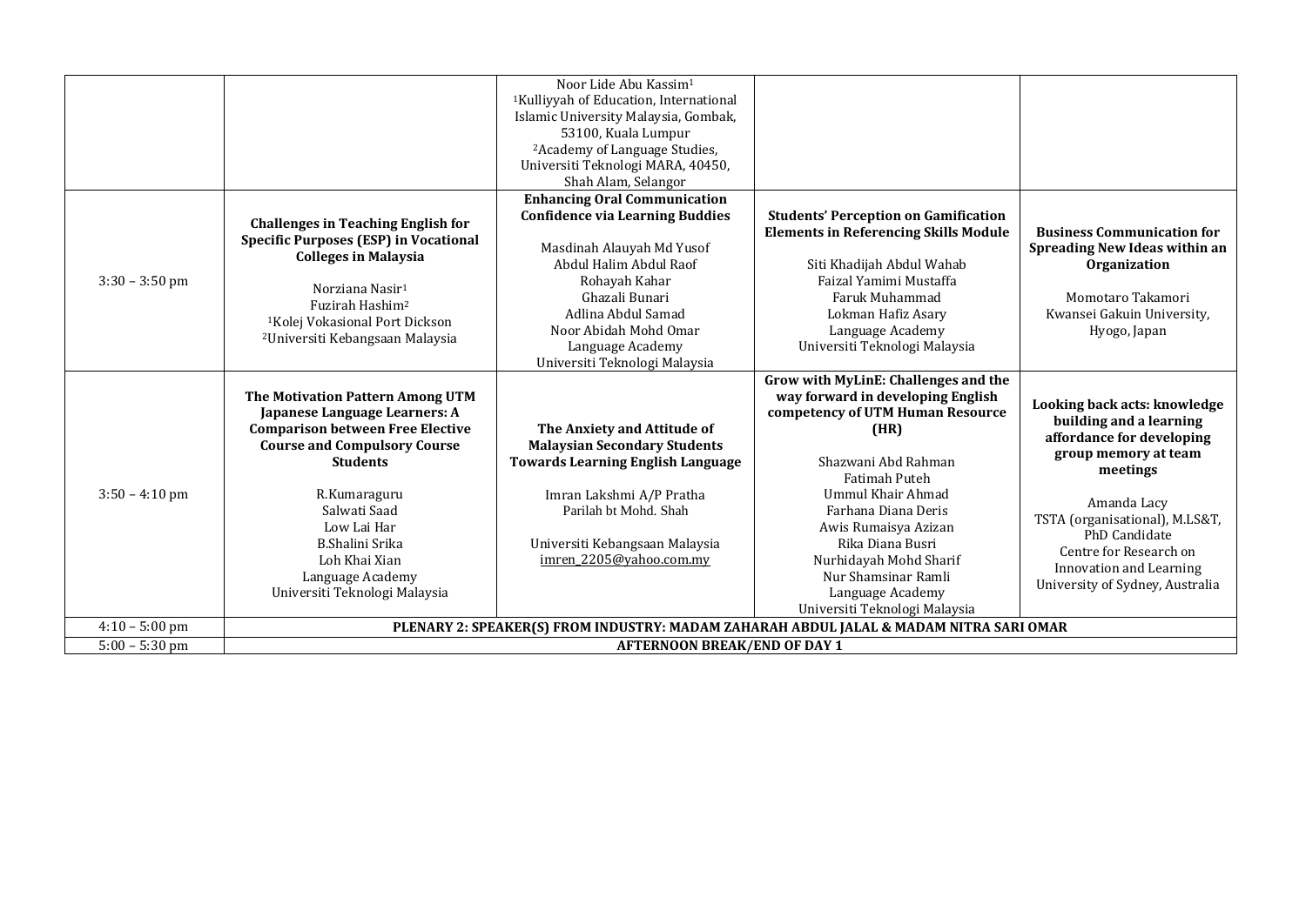| | | | | |
|---|---|---|---|---|
| | | Noor Lide Abu Kassim[1]<br>[1]Kulliyyah of Education, International Islamic University Malaysia, Gombak, 53100, Kuala Lumpur<br>[2]Academy of Language Studies, Universiti Teknologi MARA, 40450, Shah Alam, Selangor | | |
| 3:30 – 3:50 pm | **Challenges in Teaching English for Specific Purposes (ESP) in Vocational Colleges in Malaysia**<br><br>Norziana Nasir[1]<br>Fuzirah Hashim[2]<br>[1]Kolej Vokasional Port Dickson<br>[2]Universiti Kebangsaan Malaysia | **Enhancing Oral Communication Confidence via Learning Buddies**<br><br>Masdinah Alauyah Md Yusof<br>Abdul Halim Abdul Raof<br>Rohayah Kahar<br>Ghazali Bunari<br>Adlina Abdul Samad<br>Noor Abidah Mohd Omar<br>Language Academy<br>Universiti Teknologi Malaysia | **Students' Perception on Gamification Elements in Referencing Skills Module**<br><br>Siti Khadijah Abdul Wahab<br>Faizal Yamimi Mustaffa<br>Faruk Muhammad<br>Lokman Hafiz Asary<br>Language Academy<br>Universiti Teknologi Malaysia | **Business Communication for Spreading New Ideas within an Organization**<br><br>Momotaro Takamori<br>Kwansei Gakuin University, Hyogo, Japan |
| 3:50 – 4:10 pm | **The Motivation Pattern Among UTM Japanese Language Learners: A Comparison between Free Elective Course and Compulsory Course Students**<br><br>R.Kumaraguru<br>Salwati Saad<br>Low Lai Har<br>B.Shalini Srika<br>Loh Khai Xian<br>Language Academy<br>Universiti Teknologi Malaysia | **The Anxiety and Attitude of Malaysian Secondary Students Towards Learning English Language**<br><br>Imran Lakshmi A/P Pratha<br>Parilah bt Mohd. Shah<br><br>Universiti Kebangsaan Malaysia<br>imren_2205@yahoo.com.my | **Grow with MyLinE: Challenges and the way forward in developing English competency of UTM Human Resource (HR)**<br><br>Shazwani Abd Rahman<br>Fatimah Puteh<br>Ummul Khair Ahmad<br>Farhana Diana Deris<br>Awis Rumaisya Azizan<br>Rika Diana Busri<br>Nurhidayah Mohd Sharif<br>Nur Shamsinar Ramli<br>Language Academy<br>Universiti Teknologi Malaysia | **Looking back acts: knowledge building and a learning affordance for developing group memory at team meetings**<br><br>Amanda Lacy<br>TSTA (organisational), M.LS&T, PhD Candidate<br>Centre for Research on Innovation and Learning<br>University of Sydney, Australia |
| 4:10 – 5:00 pm | **PLENARY 2: SPEAKER(S) FROM INDUSTRY: MADAM ZAHARAH ABDUL JALAL & MADAM NITRA SARI OMAR** | | | |
| 5:00 – 5:30 pm | **AFTERNOON BREAK/END OF DAY 1** | | | |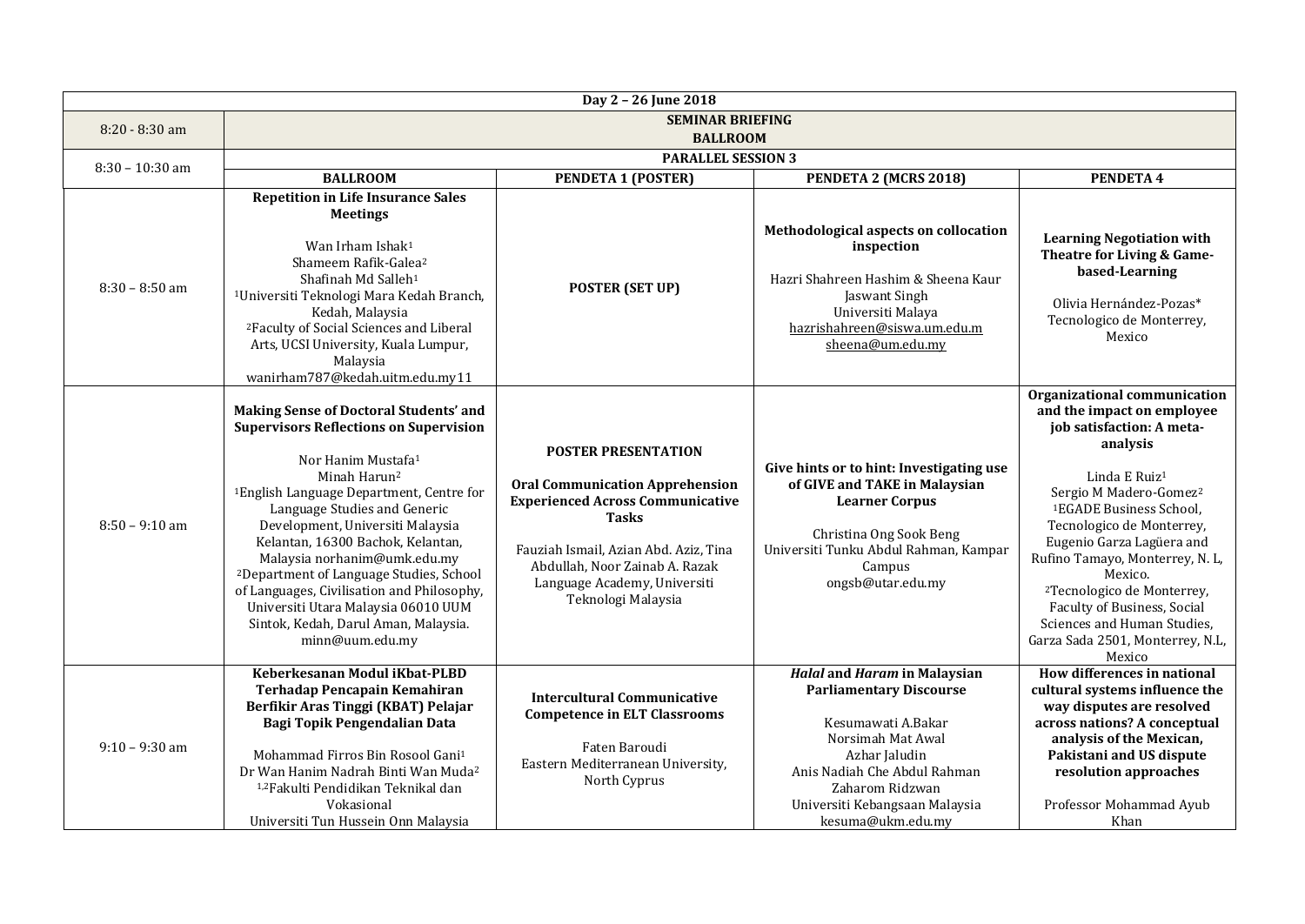| Day 2 – 26 June 2018 | | | | |
|---|---|---|---|---|
| 8:20 - 8:30 am | **SEMINAR BRIEFING**<br>**BALLROOM** | | | |
| 8:30 – 10:30 am | **PARALLEL SESSION 3** | | | |
| | **BALLROOM** | **PENDETA 1 (POSTER)** | **PENDETA 2 (MCRS 2018)** | **PENDETA 4** |
| 8:30 – 8:50 am | **Repetition in Life Insurance Sales Meetings**<br><br>Wan Irham Ishak[1]<br>Shameem Rafik-Galea[2]<br>Shafinah Md Salleh[1]<br>[1]Universiti Teknologi Mara Kedah Branch, Kedah, Malaysia<br>[2]Faculty of Social Sciences and Liberal Arts, UCSI University, Kuala Lumpur, Malaysia<br>wanirham787@kedah.uitm.edu.my11 | **POSTER (SET UP)** | **Methodological aspects on collocation inspection**<br><br>Hazri Shahreen Hashim & Sheena Kaur Jaswant Singh<br>Universiti Malaya<br>hazrishahreen@siswa.um.edu.m<br>sheena@um.edu.my | **Learning Negotiation with Theatre for Living & Game-based-Learning**<br><br>Olivia Hernández-Pozas*<br>Tecnologico de Monterrey, Mexico |
| 8:50 – 9:10 am | **Making Sense of Doctoral Students' and Supervisors Reflections on Supervision**<br><br>Nor Hanim Mustafa[1]<br>Minah Harun[2]<br>[1]English Language Department, Centre for Language Studies and Generic Development, Universiti Malaysia Kelantan, 16300 Bachok, Kelantan, Malaysia norhanim@umk.edu.my<br>[2]Department of Language Studies, School of Languages, Civilisation and Philosophy, Universiti Utara Malaysia 06010 UUM Sintok, Kedah, Darul Aman, Malaysia.<br>minn@uum.edu.my | **POSTER PRESENTATION**<br><br>**Oral Communication Apprehension Experienced Across Communicative Tasks**<br><br>Fauziah Ismail, Azian Abd. Aziz, Tina Abdullah, Noor Zainab A. Razak<br>Language Academy, Universiti Teknologi Malaysia | **Give hints or to hint: Investigating use of GIVE and TAKE in Malaysian Learner Corpus**<br><br>Christina Ong Sook Beng<br>Universiti Tunku Abdul Rahman, Kampar Campus<br>ongsb@utar.edu.my | **Organizational communication and the impact on employee job satisfaction: A meta-analysis**<br><br>Linda E Ruiz[1]<br>Sergio M Madero-Gomez[2]<br>[1]EGADE Business School, Tecnologico de Monterrey, Eugenio Garza Lagüera and Rufino Tamayo, Monterrey, N. L, Mexico.<br>[2]Tecnologico de Monterrey, Faculty of Business, Social Sciences and Human Studies, Garza Sada 2501, Monterrey, N.L, Mexico |
| 9:10 – 9:30 am | **Keberkesanan Modul iKbat-PLBD Terhadap Pencapain Kemahiran Berfikir Aras Tinggi (KBAT) Pelajar Bagi Topik Pengendalian Data**<br><br>Mohammad Firros Bin Rosool Gani[1]<br>Dr Wan Hanim Nadrah Binti Wan Muda[2]<br>[1,2]Fakulti Pendidikan Teknikal dan Vokasional<br>Universiti Tun Hussein Onn Malaysia | **Intercultural Communicative Competence in ELT Classrooms**<br><br>Faten Baroudi<br>Eastern Mediterranean University, North Cyprus | ***Halal* and *Haram* in Malaysian Parliamentary Discourse**<br><br>Kesumawati A.Bakar<br>Norsimah Mat Awal<br>Azhar Jaludin<br>Anis Nadiah Che Abdul Rahman<br>Zaharom Ridzwan<br>Universiti Kebangsaan Malaysia<br>kesuma@ukm.edu.my | **How differences in national cultural systems influence the way disputes are resolved across nations? A conceptual analysis of the Mexican, Pakistani and US dispute resolution approaches**<br><br>Professor Mohammad Ayub Khan |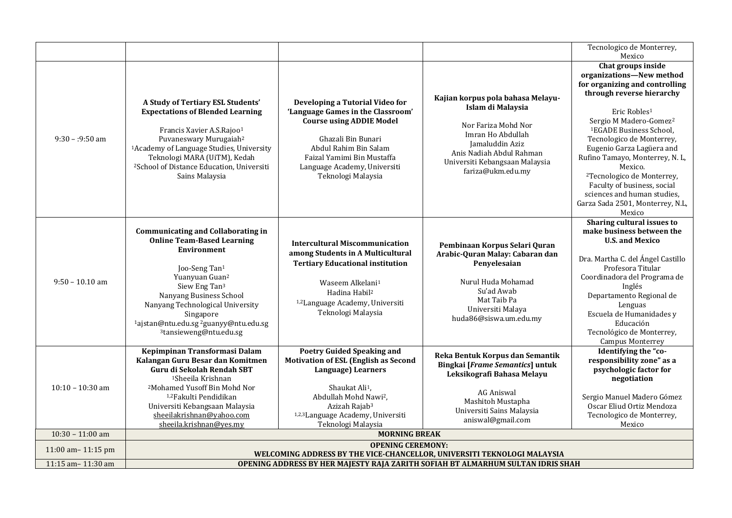| | | | | |
|---|---|---|---|---|
| | | | | Tecnologico de Monterrey, Mexico |
| 9:30 – :9:50 am | **A Study of Tertiary ESL Students' Expectations of Blended Learning**<br><br>Francis Xavier A.S.Rajoo[1]<br>Puvaneswary Murugaiah[2]<br>[1]Academy of Language Studies, University Teknologi MARA (UiTM), Kedah<br>[2]School of Distance Education, Universiti Sains Malaysia | **Developing a Tutorial Video for 'Language Games in the Classroom' Course using ADDIE Model**<br><br>Ghazali Bin Bunari<br>Abdul Rahim Bin Salam<br>Faizal Yamimi Bin Mustaffa<br>Language Academy, Universiti Teknologi Malaysia | **Kajian korpus pola bahasa Melayu-Islam di Malaysia**<br><br>Nor Fariza Mohd Nor<br>Imran Ho Abdullah<br>Jamaluddin Aziz<br>Anis Nadiah Abdul Rahman<br>Universiti Kebangsaan Malaysia<br>fariza@ukm.edu.my | **Chat groups inside organizations—New method for organizing and controlling through reverse hierarchy**<br><br>Eric Robles[1]<br>Sergio M Madero-Gomez[2]<br>[1]EGADE Business School, Tecnologico de Monterrey, Eugenio Garza Lagüera and Rufino Tamayo, Monterrey, N. L, Mexico.<br>[2]Tecnologico de Monterrey, Faculty of business, social sciences and human studies, Garza Sada 2501, Monterrey, N.L, Mexico |
| 9:50 – 10.10 am | **Communicating and Collaborating in Online Team-Based Learning Environment**<br><br>Joo-Seng Tan[1]<br>Yuanyuan Guan[2]<br>Siew Eng Tan[3]<br>Nanyang Business School<br>Nanyang Technological University Singapore<br>[1]ajstan@ntu.edu.sg [2]guanyy@ntu.edu.sg<br>[3]tansieweng@ntu.edu.sg | **Intercultural Miscommunication among Students in A Multicultural Tertiary Educational institution**<br><br>Waseem Alkelani[1]<br>Hadina Habil[2]<br>[1,2]Language Academy, Universiti Teknologi Malaysia | **Pembinaan Korpus Selari Quran Arabic-Quran Malay: Cabaran dan Penyelesaian**<br><br>Nurul Huda Mohamad<br>Su'ad Awab<br>Mat Taib Pa<br>Universiti Malaya<br>huda86@siswa.um.edu.my | **Sharing cultural issues to make business between the U.S. and Mexico**<br><br>Dra. Martha C. del Ángel Castillo<br>Profesora Titular<br>Coordinadora del Programa de Inglés<br>Departamento Regional de Lenguas<br>Escuela de Humanidades y Educación<br>Tecnológico de Monterrey, Campus Monterrey |
| 10:10 – 10:30 am | **Kepimpinan Transformasi Dalam Kalangan Guru Besar dan Komitmen Guru di Sekolah Rendah SBT**<br>[1]Sheeila Krishnan<br>[2]Mohamed Yusoff Bin Mohd Nor<br>[1,2]Fakulti Pendidikan<br>Universiti Kebangsaan Malaysia<br>sheeilakrishnan@yahoo.com<br>sheeila.krishnan@yes.my | **Poetry Guided Speaking and Motivation of ESL (English as Second Language) Learners**<br><br>Shaukat Ali[1],<br>Abdullah Mohd Nawi[2],<br>Azizah Rajab[3]<br>[1,2,3]Language Academy, Universiti Teknologi Malaysia | **Reka Bentuk Korpus dan Semantik Bingkai [*Frame Semantics*] untuk Leksikografi Bahasa Melayu**<br><br>AG Aniswal<br>Mashitoh Mustapha<br>Universiti Sains Malaysia<br>aniswal@gmail.com | **Identifying the "co-responsibility zone" as a psychologic factor for negotiation**<br><br>Sergio Manuel Madero Gómez<br>Oscar Eliud Ortiz Mendoza<br>Tecnologico de Monterrey, Mexico |
| 10:30 – 11:00 am | **MORNING BREAK** | | | |
| 11:00 am– 11:15 pm | **OPENING CEREMONY:<br>WELCOMING ADDRESS BY THE VICE-CHANCELLOR, UNIVERSITI TEKNOLOGI MALAYSIA** | | | |
| 11:15 am– 11:30 am | **OPENING ADDRESS BY HER MAJESTY RAJA ZARITH SOFIAH BT ALMARHUM SULTAN IDRIS SHAH** | | | |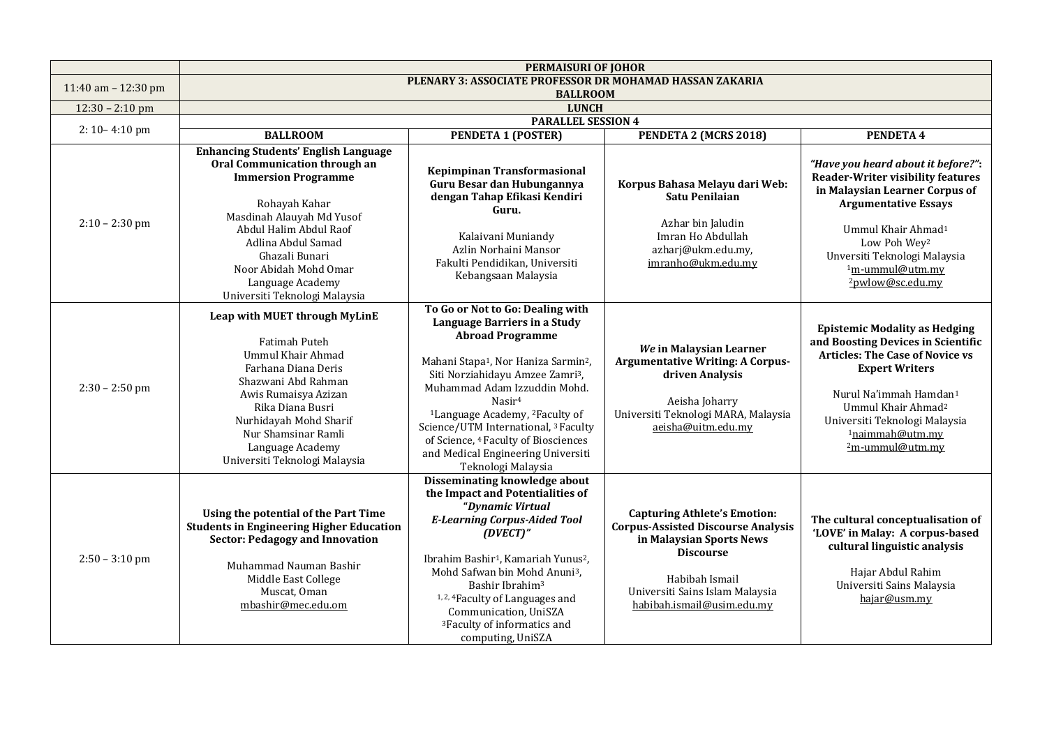| | PERMAISURI OF JOHOR | | | |
|---|---|---|---|---|
| 11:40 am – 12:30 pm | **PLENARY 3: ASSOCIATE PROFESSOR DR MOHAMAD HASSAN ZAKARIA BALLROOM** | | | |
| 12:30 – 2:10 pm | **LUNCH** | | | |
| 2: 10– 4:10 pm | **PARALLEL SESSION 4** | | | |
| | **BALLROOM** | **PENDETA 1 (POSTER)** | **PENDETA 2 (MCRS 2018)** | **PENDETA 4** |
| 2:10 – 2:30 pm | **Enhancing Students' English Language Oral Communication through an Immersion Programme**<br><br>Rohayah Kahar<br>Masdinah Alauyah Md Yusof<br>Abdul Halim Abdul Raof<br>Adlina Abdul Samad<br>Ghazali Bunari<br>Noor Abidah Mohd Omar<br>Language Academy<br>Universiti Teknologi Malaysia | **Kepimpinan Transformasional Guru Besar dan Hubungannya dengan Tahap Efikasi Kendiri Guru.**<br><br>Kalaivani Muniandy<br>Azlin Norhaini Mansor<br>Fakulti Pendidikan, Universiti Kebangsaan Malaysia | **Korpus Bahasa Melayu dari Web: Satu Penilaian**<br><br>Azhar bin Jaludin<br>Imran Ho Abdullah<br>azharj@ukm.edu.my,<br>imranho@ukm.edu.my | ***"Have you heard about it before?"*: Reader-Writer visibility features in Malaysian Learner Corpus of Argumentative Essays**<br><br>Ummul Khair Ahmad[1]<br>Low Poh Wey[2]<br>Unversiti Teknologi Malaysia<br>[1]m-ummul@utm.my<br>[2]pwlow@sc.edu.my |
| 2:30 – 2:50 pm | **Leap with MUET through MyLinE**<br><br>Fatimah Puteh<br>Ummul Khair Ahmad<br>Farhana Diana Deris<br>Shazwani Abd Rahman<br>Awis Rumaisya Azizan<br>Rika Diana Busri<br>Nurhidayah Mohd Sharif<br>Nur Shamsinar Ramli<br>Language Academy<br>Universiti Teknologi Malaysia | **To Go or Not to Go: Dealing with Language Barriers in a Study Abroad Programme**<br><br>Mahani Stapa[1], Nor Haniza Sarmin[2], Siti Norziahidayu Amzee Zamri[3], Muhammad Adam Izzuddin Mohd. Nasir[4]<br>[1]Language Academy, [2]Faculty of Science/UTM International, [3] Faculty of Science, [4] Faculty of Biosciences and Medical Engineering Universiti Teknologi Malaysia | ***We* in Malaysian Learner Argumentative Writing: A Corpus-driven Analysis**<br><br>Aeisha Joharry<br>Universiti Teknologi MARA, Malaysia<br>aeisha@uitm.edu.my | **Epistemic Modality as Hedging and Boosting Devices in Scientific Articles: The Case of Novice vs Expert Writers**<br><br>Nurul Na'immah Hamdan[1]<br>Ummul Khair Ahmad[2]<br>Universiti Teknologi Malaysia<br>[1]naimmah@utm.my<br>[2]m-ummul@utm.my |
| 2:50 – 3:10 pm | **Using the potential of the Part Time Students in Engineering Higher Education Sector: Pedagogy and Innovation**<br><br>Muhammad Nauman Bashir<br>Middle East College<br>Muscat, Oman<br>mbashir@mec.edu.om | **Disseminating knowledge about the Impact and Potentialities of *"Dynamic Virtual E-Learning Corpus-Aided Tool (DVECT)"***<br><br>Ibrahim Bashir[1], Kamariah Yunus[2], Mohd Safwan bin Mohd Anuni[3], Bashir Ibrahim[3]<br>[1, 2, 4]Faculty of Languages and Communication, UniSZA<br>[3]Faculty of informatics and computing, UniSZA | **Capturing Athlete's Emotion: Corpus-Assisted Discourse Analysis in Malaysian Sports News Discourse**<br><br>Habibah Ismail<br>Universiti Sains Islam Malaysia<br>habibah.ismail@usim.edu.my | **The cultural conceptualisation of 'LOVE' in Malay: A corpus-based cultural linguistic analysis**<br><br>Hajar Abdul Rahim<br>Universiti Sains Malaysia<br>hajar@usm.my |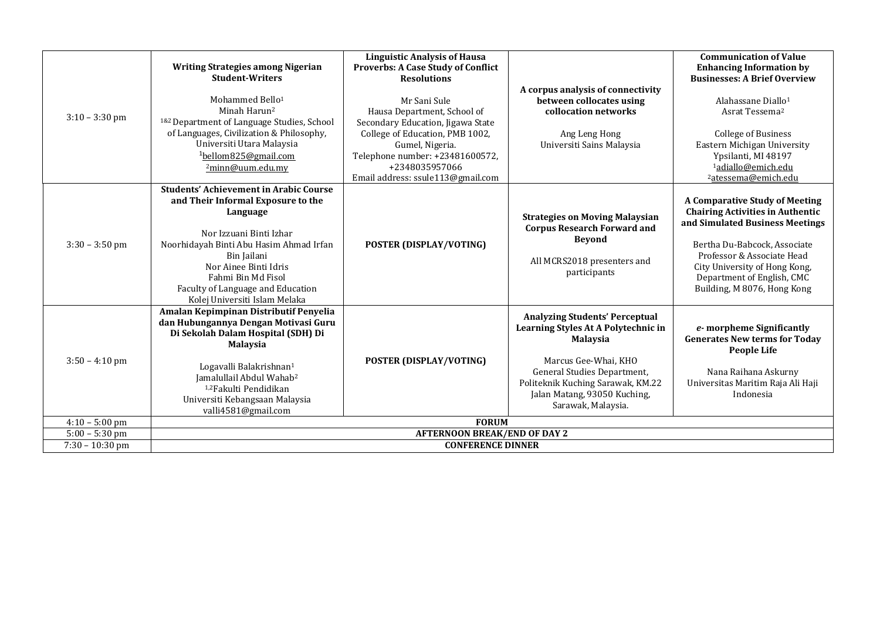| | | | | |
|---|---|---|---|---|
| 3:10 – 3:30 pm | **Writing Strategies among Nigerian Student-Writers**<br><br>Mohammed Bello[1]<br>Minah Harun[2]<br>[1&2] Department of Language Studies, School of Languages, Civilization & Philosophy, Universiti Utara Malaysia<br>[1]bellom825@gmail.com<br>[2]minn@uum.edu.my | **Linguistic Analysis of Hausa Proverbs: A Case Study of Conflict Resolutions**<br><br>Mr Sani Sule<br>Hausa Department, School of Secondary Education, Jigawa State College of Education, PMB 1002, Gumel, Nigeria.<br>Telephone number: +23481600572, +2348035957066<br>Email address: ssule113@gmail.com | **A corpus analysis of connectivity between collocates using collocation networks**<br><br>Ang Leng Hong<br>Universiti Sains Malaysia | **Communication of Value Enhancing Information by Businesses: A Brief Overview**<br><br>Alahassane Diallo[1]<br>Asrat Tessema[2]<br><br>College of Business<br>Eastern Michigan University<br>Ypsilanti, MI 48197<br>[1]adiallo@emich.edu<br>[2]atessema@emich.edu |
| 3:30 – 3:50 pm | **Students' Achievement in Arabic Course and Their Informal Exposure to the Language**<br><br>Nor Izzuani Binti Izhar<br>Noorhidayah Binti Abu Hasim Ahmad Irfan Bin Jailani<br>Nor Ainee Binti Idris<br>Fahmi Bin Md Fisol<br>Faculty of Language and Education<br>Kolej Universiti Islam Melaka | **POSTER (DISPLAY/VOTING)** | **Strategies on Moving Malaysian Corpus Research Forward and Beyond**<br><br>All MCRS2018 presenters and participants | **A Comparative Study of Meeting Chairing Activities in Authentic and Simulated Business Meetings**<br><br>Bertha Du-Babcock, Associate Professor & Associate Head<br>City University of Hong Kong, Department of English, CMC Building, M 8076, Hong Kong |
| 3:50 – 4:10 pm | **Amalan Kepimpinan Distributif Penyelia dan Hubungannya Dengan Motivasi Guru Di Sekolah Dalam Hospital (SDH) Di Malaysia**<br><br>Logavalli Balakrishnan[1]<br>Jamalullail Abdul Wahab[2]<br>[1,2]Fakulti Pendidikan<br>Universiti Kebangsaan Malaysia<br>valli4581@gmail.com | **POSTER (DISPLAY/VOTING)** | **Analyzing Students' Perceptual Learning Styles At A Polytechnic in Malaysia**<br><br>Marcus Gee-Whai, KHO<br>General Studies Department, Politeknik Kuching Sarawak, KM.22 Jalan Matang, 93050 Kuching, Sarawak, Malaysia. | ***e*- morpheme Significantly Generates New terms for Today People Life**<br><br>Nana Raihana Askurny<br>Universitas Maritim Raja Ali Haji Indonesia |
| 4:10 – 5:00 pm | **FORUM** | | | |
| 5:00 – 5:30 pm | **AFTERNOON BREAK/END OF DAY 2** | | | |
| 7:30 – 10:30 pm | **CONFERENCE DINNER** | | | |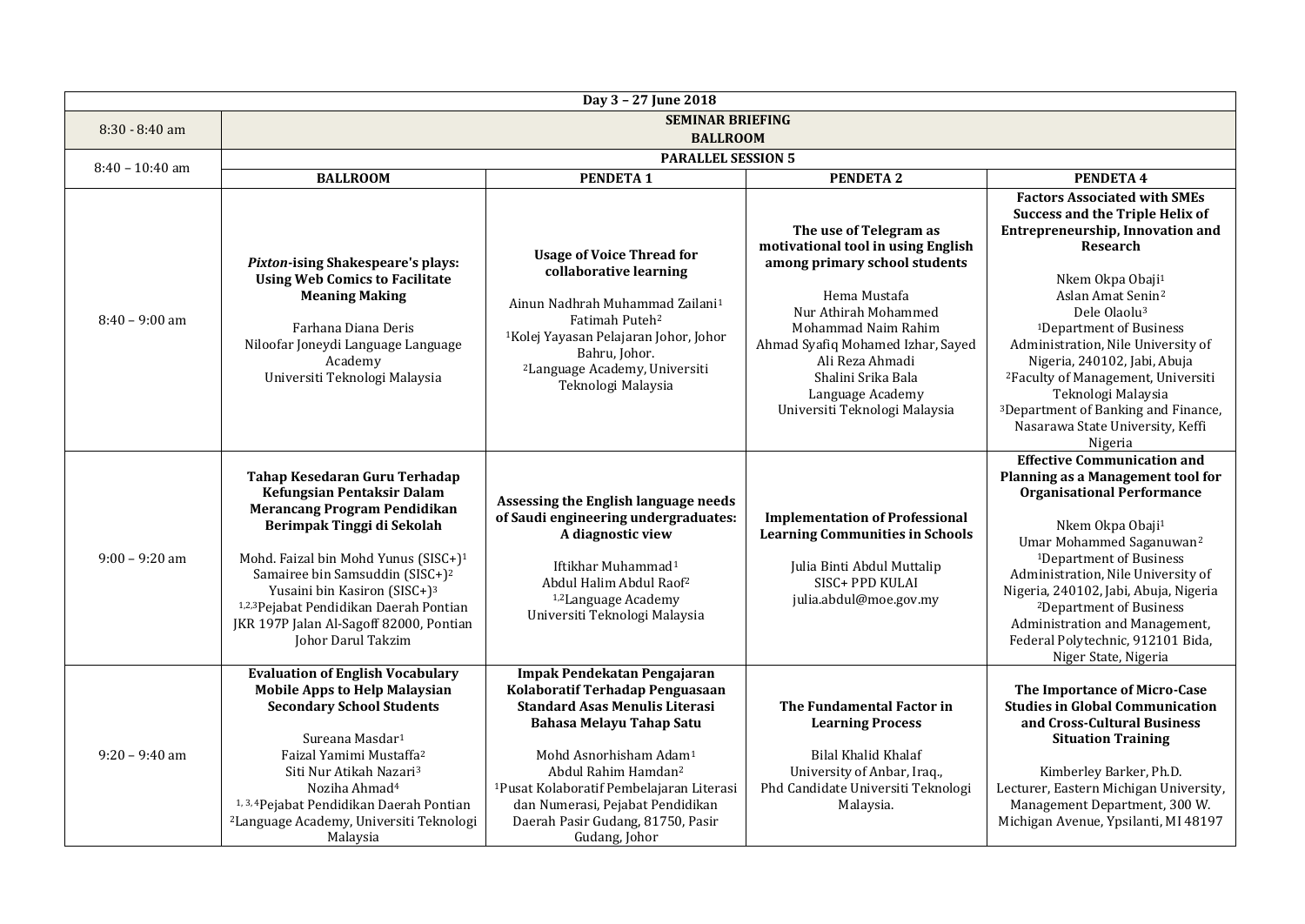| Day 3 – 27 June 2018 | | | | |
|---|---|---|---|---|
| 8:30 - 8:40 am | **SEMINAR BRIEFING BALLROOM** | | | |
| 8:40 – 10:40 am | **PARALLEL SESSION 5** | | | |
| | **BALLROOM** | **PENDETA 1** | **PENDETA 2** | **PENDETA 4** |
| 8:40 – 9:00 am | ***Pixton*-ising Shakespeare's plays: Using Web Comics to Facilitate Meaning Making**<br><br>Farhana Diana Deris<br>Niloofar Joneydi Language Language Academy<br>Universiti Teknologi Malaysia | **Usage of Voice Thread for collaborative learning**<br><br>Ainun Nadhrah Muhammad Zailani[1]<br>Fatimah Puteh[2]<br>[1]Kolej Yayasan Pelajaran Johor, Johor Bahru, Johor.<br>[2]Language Academy, Universiti Teknologi Malaysia | **The use of Telegram as motivational tool in using English among primary school students**<br><br>Hema Mustafa<br>Nur Athirah Mohammed<br>Mohammad Naim Rahim<br>Ahmad Syafiq Mohamed Izhar, Sayed Ali Reza Ahmadi<br>Shalini Srika Bala<br>Language Academy<br>Universiti Teknologi Malaysia | **Factors Associated with SMEs Success and the Triple Helix of Entrepreneurship, Innovation and Research**<br><br>Nkem Okpa Obaji[1]<br>Aslan Amat Senin[2]<br>Dele Olaolu[3]<br>[1]Department of Business Administration, Nile University of Nigeria, 240102, Jabi, Abuja<br>[2]Faculty of Management, Universiti Teknologi Malaysia<br>[3]Department of Banking and Finance, Nasarawa State University, Keffi Nigeria |
| 9:00 – 9:20 am | **Tahap Kesedaran Guru Terhadap Kefungsian Pentaksir Dalam Merancang Program Pendidikan Berimpak Tinggi di Sekolah**<br><br>Mohd. Faizal bin Mohd Yunus (SISC+)[1]<br>Samairee bin Samsuddin (SISC+)[2]<br>Yusaini bin Kasiron (SISC+)[3]<br>[1,2,3]Pejabat Pendidikan Daerah Pontian JKR 197P Jalan Al-Sagoff 82000, Pontian Johor Darul Takzim | **Assessing the English language needs of Saudi engineering undergraduates: A diagnostic view**<br><br>Iftikhar Muhammad[1]<br>Abdul Halim Abdul Raof[2]<br>[1,2]Language Academy<br>Universiti Teknologi Malaysia | **Implementation of Professional Learning Communities in Schools**<br><br>Julia Binti Abdul Muttalip<br>SISC+ PPD KULAI<br>julia.abdul@moe.gov.my | **Effective Communication and Planning as a Management tool for Organisational Performance**<br><br>Nkem Okpa Obaji[1]<br>Umar Mohammed Saganuwan[2]<br>[1]Department of Business Administration, Nile University of Nigeria, 240102, Jabi, Abuja, Nigeria<br>[2]Department of Business Administration and Management, Federal Polytechnic, 912101 Bida, Niger State, Nigeria |
| 9:20 – 9:40 am | **Evaluation of English Vocabulary Mobile Apps to Help Malaysian Secondary School Students**<br><br>Sureana Masdar[1]<br>Faizal Yamimi Mustaffa[2]<br>Siti Nur Atikah Nazari[3]<br>Noziha Ahmad[4]<br>[1, 3, 4]Pejabat Pendidikan Daerah Pontian<br>[2]Language Academy, Universiti Teknologi Malaysia | **Impak Pendekatan Pengajaran Kolaboratif Terhadap Penguasaan Standard Asas Menulis Literasi Bahasa Melayu Tahap Satu**<br><br>Mohd Asnorhisham Adam[1]<br>Abdul Rahim Hamdan[2]<br>[1]Pusat Kolaboratif Pembelajaran Literasi dan Numerasi, Pejabat Pendidikan Daerah Pasir Gudang, 81750, Pasir Gudang, Johor | **The Fundamental Factor in Learning Process**<br><br>Bilal Khalid Khalaf<br>University of Anbar, Iraq.,<br>Phd Candidate Universiti Teknologi Malaysia. | **The Importance of Micro-Case Studies in Global Communication and Cross-Cultural Business Situation Training**<br><br>Kimberley Barker, Ph.D.<br>Lecturer, Eastern Michigan University, Management Department, 300 W. Michigan Avenue, Ypsilanti, MI 48197 |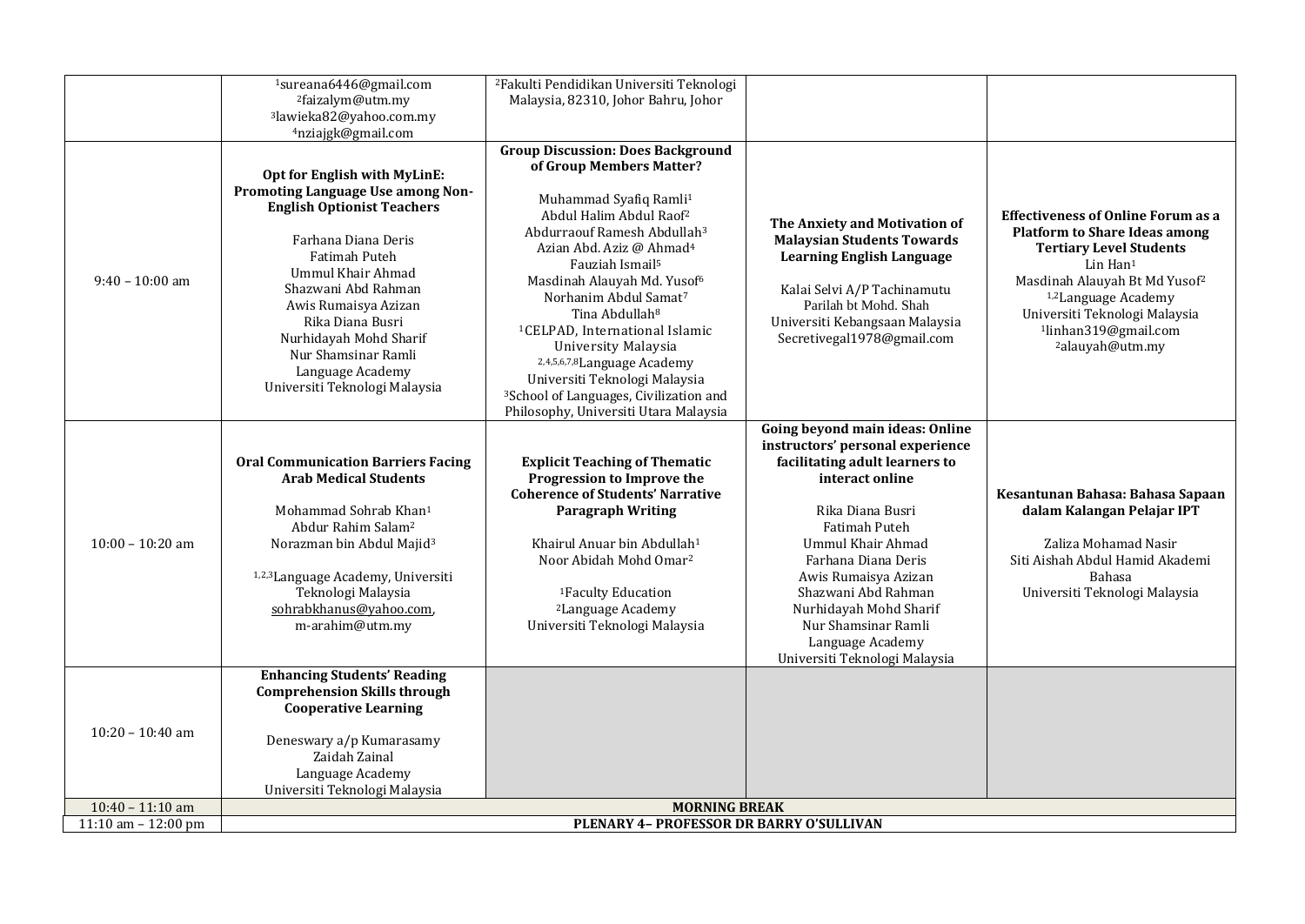| | | | | |
|---|---|---|---|---|
| | [1]sureana6446@gmail.com<br>[2]faizalym@utm.my<br>[3]lawieka82@yahoo.com.my<br>[4]nziajgk@gmail.com | [2]Fakulti Pendidikan Universiti Teknologi Malaysia, 82310, Johor Bahru, Johor | | |
| 9:40 – 10:00 am | **Opt for English with MyLinE: Promoting Language Use among Non-English Optionist Teachers**<br><br>Farhana Diana Deris<br>Fatimah Puteh<br>Ummul Khair Ahmad<br>Shazwani Abd Rahman<br>Awis Rumaisya Azizan<br>Rika Diana Busri<br>Nurhidayah Mohd Sharif<br>Nur Shamsinar Ramli<br>Language Academy<br>Universiti Teknologi Malaysia | **Group Discussion: Does Background of Group Members Matter?**<br><br>Muhammad Syafiq Ramli[1]<br>Abdul Halim Abdul Raof[2]<br>Abdurraouf Ramesh Abdullah[3]<br>Azian Abd. Aziz @ Ahmad[4]<br>Fauziah Ismail[5]<br>Masdinah Alauyah Md. Yusof[6]<br>Norhanim Abdul Samat[7]<br>Tina Abdullah[8]<br>[1]CELPAD, International Islamic University Malaysia<br>[2,4,5,6,7,8]Language Academy Universiti Teknologi Malaysia<br>[3]School of Languages, Civilization and Philosophy, Universiti Utara Malaysia | **The Anxiety and Motivation of Malaysian Students Towards Learning English Language**<br><br>Kalai Selvi A/P Tachinamutu<br>Parilah bt Mohd. Shah<br>Universiti Kebangsaan Malaysia<br>Secretivegal1978@gmail.com | **Effectiveness of Online Forum as a Platform to Share Ideas among Tertiary Level Students**<br>Lin Han[1]<br>Masdinah Alauyah Bt Md Yusof[2]<br>[1,2]Language Academy<br>Universiti Teknologi Malaysia<br>[1]linhan319@gmail.com<br>[2]alauyah@utm.my |
| 10:00 – 10:20 am | **Oral Communication Barriers Facing Arab Medical Students**<br><br>Mohammad Sohrab Khan[1]<br>Abdur Rahim Salam[2]<br>Norazman bin Abdul Majid[3]<br><br>[1,2,3]Language Academy, Universiti Teknologi Malaysia<br>sohrabkhanus@yahoo.com,<br>m-arahim@utm.my | **Explicit Teaching of Thematic Progression to Improve the Coherence of Students' Narrative Paragraph Writing**<br><br>Khairul Anuar bin Abdullah[1]<br>Noor Abidah Mohd Omar[2]<br><br>[1]Faculty Education<br>[2]Language Academy<br>Universiti Teknologi Malaysia | **Going beyond main ideas: Online instructors' personal experience facilitating adult learners to interact online**<br><br>Rika Diana Busri<br>Fatimah Puteh<br>Ummul Khair Ahmad<br>Farhana Diana Deris<br>Awis Rumaisya Azizan<br>Shazwani Abd Rahman<br>Nurhidayah Mohd Sharif<br>Nur Shamsinar Ramli<br>Language Academy<br>Universiti Teknologi Malaysia | **Kesantunan Bahasa: Bahasa Sapaan dalam Kalangan Pelajar IPT**<br><br>Zaliza Mohamad Nasir<br>Siti Aishah Abdul Hamid Akademi Bahasa<br>Universiti Teknologi Malaysia |
| 10:20 – 10:40 am | **Enhancing Students' Reading Comprehension Skills through Cooperative Learning**<br><br>Deneswary a/p Kumarasamy<br>Zaidah Zainal<br>Language Academy<br>Universiti Teknologi Malaysia | | | |
| 10:40 – 11:10 am | **MORNING BREAK** | | | |
| 11:10 am – 12:00 pm | **PLENARY 4– PROFESSOR DR BARRY O'SULLIVAN** | | | |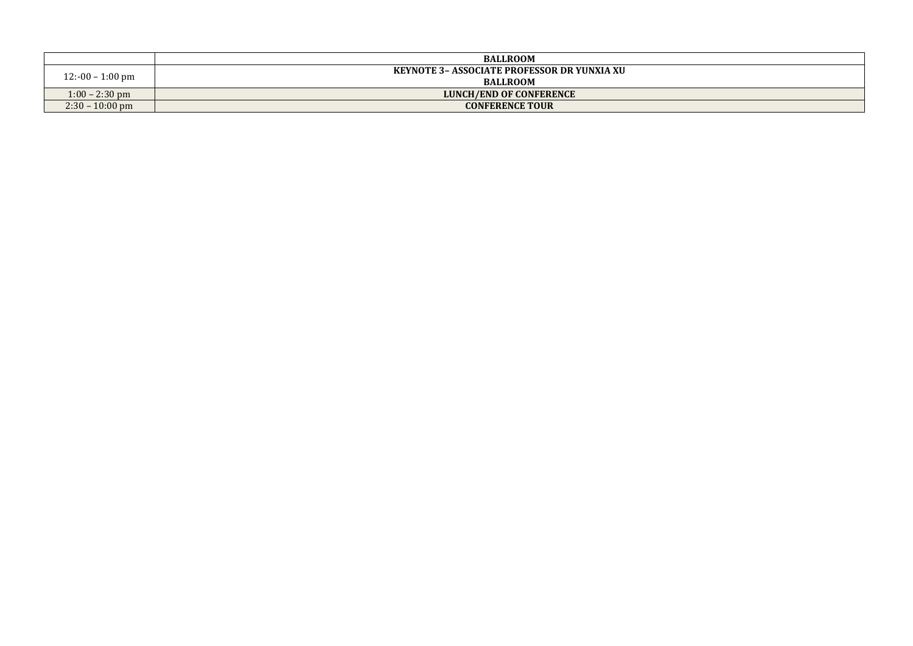| | |
|---|---|
| | **BALLROOM** |
| 12:-00 – 1:00 pm | **KEYNOTE 3– ASSOCIATE PROFESSOR DR YUNXIA XU**<br>**BALLROOM** |
| 1:00 – 2:30 pm | **LUNCH/END OF CONFERENCE** |
| 2:30 – 10:00 pm | **CONFERENCE TOUR** |